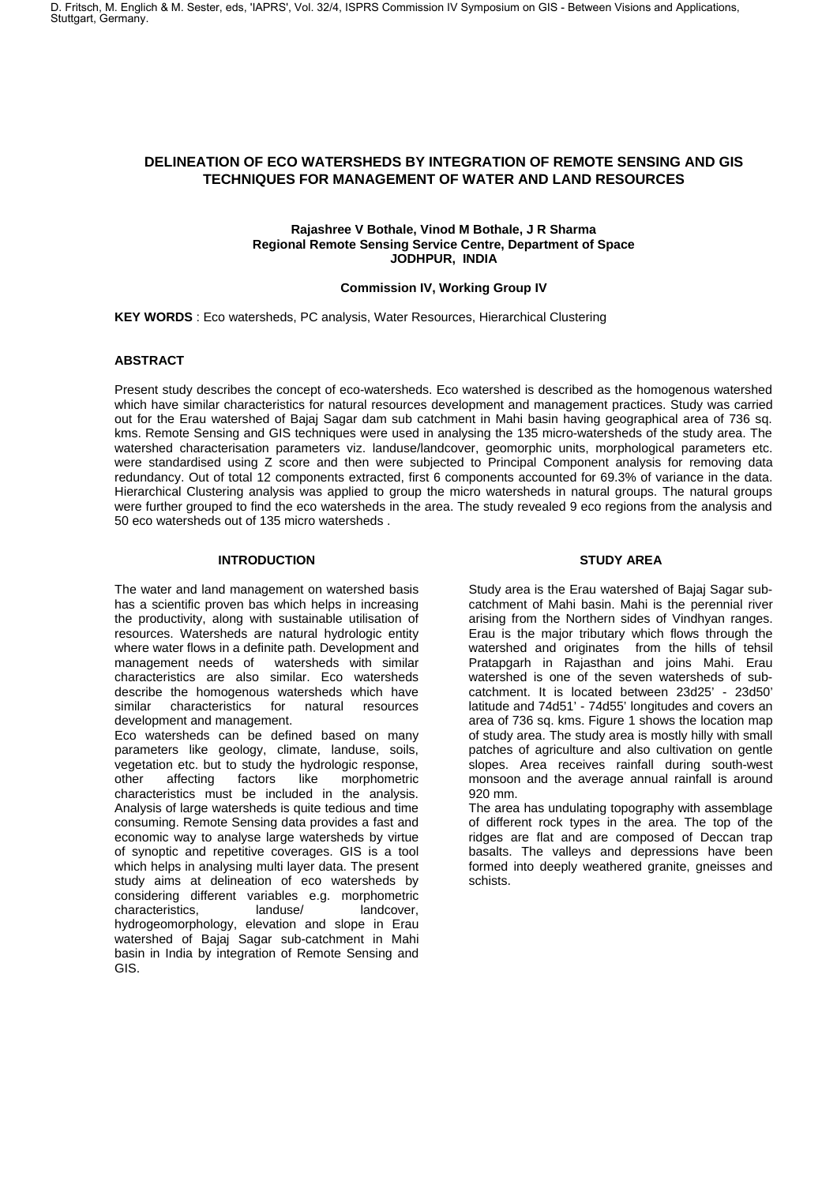# DELINEATION OF ECO WATERSHEDS BY INTEGRATION OF REMOTE SENSING AND GIS TECHNIQUES FOR MANAGEMENT OF WATER AND LAND RESOURCES

**Rajashree V Bothale, Vinod M Bothale, J R Sharma**
**Regional Remote Sensing Service Centre, Department of Space**
**JODHPUR, INDIA**

**Commission IV, Working Group IV**

**KEY WORDS** : Eco watersheds, PC analysis, Water Resources, Hierarchical Clustering

## ABSTRACT

Present study describes the concept of eco-watersheds. Eco watershed is described as the homogenous watershed which have similar characteristics for natural resources development and management practices. Study was carried out for the Erau watershed of Bajaj Sagar dam sub catchment in Mahi basin having geographical area of 736 sq. kms. Remote Sensing and GIS techniques were used in analysing the 135 micro-watersheds of the study area. The watershed characterisation parameters viz. landuse/landcover, geomorphic units, morphological parameters etc. were standardised using Z score and then were subjected to Principal Component analysis for removing data redundancy. Out of total 12 components extracted, first 6 components accounted for 69.3% of variance in the data. Hierarchical Clustering analysis was applied to group the micro watersheds in natural groups. The natural groups were further grouped to find the eco watersheds in the area. The study revealed 9 eco regions from the analysis and 50 eco watersheds out of 135 micro watersheds .

## INTRODUCTION

The water and land management on watershed basis has a scientific proven bas which helps in increasing the productivity, along with sustainable utilisation of resources. Watersheds are natural hydrologic entity where water flows in a definite path. Development and management needs of watersheds with similar characteristics are also similar. Eco watersheds describe the homogenous watersheds which have similar characteristics for natural resources development and management.

Eco watersheds can be defined based on many parameters like geology, climate, landuse, soils, vegetation etc. but to study the hydrologic response, other affecting factors like morphometric characteristics must be included in the analysis. Analysis of large watersheds is quite tedious and time consuming. Remote Sensing data provides a fast and economic way to analyse large watersheds by virtue of synoptic and repetitive coverages. GIS is a tool which helps in analysing multi layer data. The present study aims at delineation of eco watersheds by considering different variables e.g. morphometric characteristics, landuse/ landcover, hydrogeomorphology, elevation and slope in Erau watershed of Bajaj Sagar sub-catchment in Mahi basin in India by integration of Remote Sensing and GIS.

## STUDY AREA

Study area is the Erau watershed of Bajaj Sagar sub-catchment of Mahi basin. Mahi is the perennial river arising from the Northern sides of Vindhyan ranges. Erau is the major tributary which flows through the watershed and originates from the hills of tehsil Pratapgarh in Rajasthan and joins Mahi. Erau watershed is one of the seven watersheds of sub-catchment. It is located between 23d25' - 23d50' latitude and 74d51' - 74d55' longitudes and covers an area of 736 sq. kms. Figure 1 shows the location map of study area. The study area is mostly hilly with small patches of agriculture and also cultivation on gentle slopes. Area receives rainfall during south-west monsoon and the average annual rainfall is around 920 mm.

The area has undulating topography with assemblage of different rock types in the area. The top of the ridges are flat and are composed of Deccan trap basalts. The valleys and depressions have been formed into deeply weathered granite, gneisses and schists.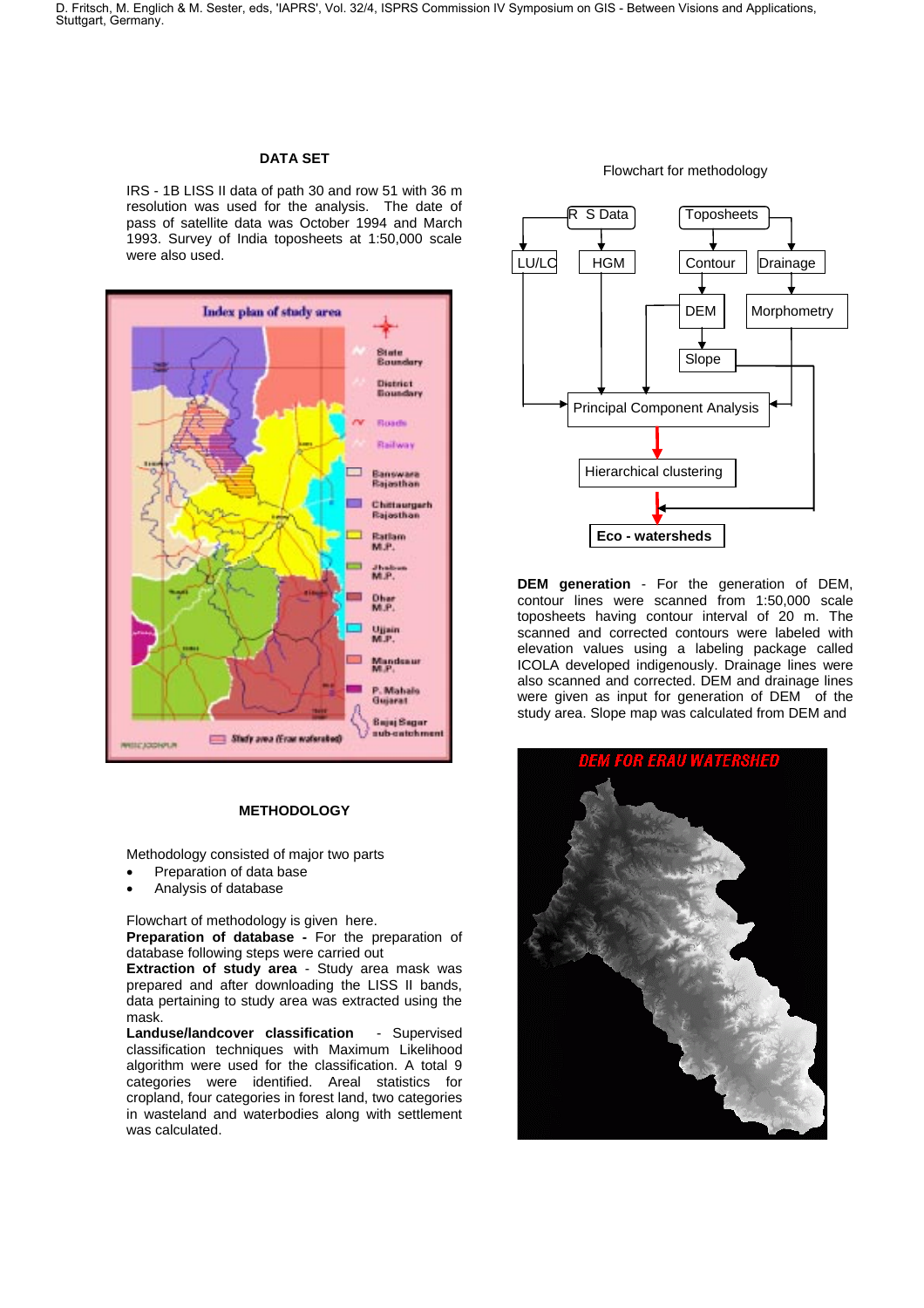## DATA SET

IRS - 1B LISS II data of path 30 and row 51 with 36 m resolution was used for the analysis. The date of pass of satellite data was October 1994 and March 1993. Survey of India toposheets at 1:50,000 scale were also used.

## METHODOLOGY

Methodology consisted of major two parts

- Preparation of data base
- Analysis of database

Flowchart of methodology is given here.

**Preparation of database -** For the preparation of database following steps were carried out

**Extraction of study area** - Study area mask was prepared and after downloading the LISS II bands, data pertaining to study area was extracted using the mask.

**Landuse/landcover classification** - Supervised classification techniques with Maximum Likelihood algorithm were used for the classification. A total 9 categories were identified. Areal statistics for cropland, four categories in forest land, two categories in wasteland and waterbodies along with settlement was calculated.

Flowchart for methodology

**DEM generation** - For the generation of DEM, contour lines were scanned from 1:50,000 scale toposheets having contour interval of 20 m. The scanned and corrected contours were labeled with elevation values using a labeling package called ICOLA developed indigenously. Drainage lines were also scanned and corrected. DEM and drainage lines were given as input for generation of DEM of the study area. Slope map was calculated from DEM and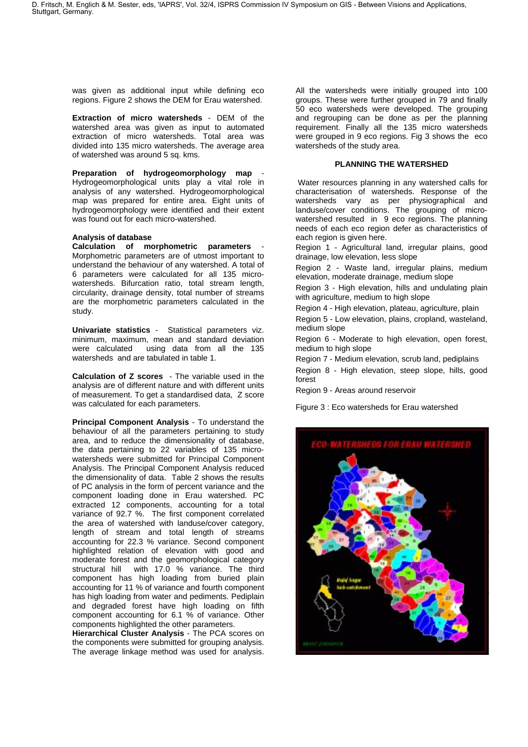was given as additional input while defining eco regions. Figure 2 shows the DEM for Erau watershed.

**Extraction of micro watersheds** - DEM of the watershed area was given as input to automated extraction of micro watersheds. Total area was divided into 135 micro watersheds. The average area of watershed was around 5 sq. kms.

**Preparation of hydrogeomorphology map** - Hydrogeomorphological units play a vital role in analysis of any watershed. Hydrogeomorphological map was prepared for entire area. Eight units of hydrogeomorphology were identified and their extent was found out for each micro-watershed.

**Analysis of database**

**Calculation of morphometric parameters** - Morphometric parameters are of utmost important to understand the behaviour of any watershed. A total of 6 parameters were calculated for all 135 micro-watersheds. Bifurcation ratio, total stream length, circularity, drainage density, total number of streams are the morphometric parameters calculated in the study.

**Univariate statistics** - Statistical parameters viz. minimum, maximum, mean and standard deviation were calculated using data from all the 135 watersheds and are tabulated in table 1.

**Calculation of Z scores** - The variable used in the analysis are of different nature and with different units of measurement. To get a standardised data, Z score was calculated for each parameters.

**Principal Component Analysis** - To understand the behaviour of all the parameters pertaining to study area, and to reduce the dimensionality of database, the data pertaining to 22 variables of 135 micro-watersheds were submitted for Principal Component Analysis. The Principal Component Analysis reduced the dimensionality of data. Table 2 shows the results of PC analysis in the form of percent variance and the component loading done in Erau watershed. PC extracted 12 components, accounting for a total variance of 92.7 %. The first component correlated the area of watershed with landuse/cover category, length of stream and total length of streams accounting for 22.3 % variance. Second component highlighted relation of elevation with good and moderate forest and the geomorphological category structural hill with 17.0 % variance. The third component has high loading from buried plain accounting for 11 % of variance and fourth component has high loading from water and pediments. Pediplain and degraded forest have high loading on fifth component accounting for 6.1 % of variance. Other components highlighted the other parameters.

**Hierarchical Cluster Analysis** - The PCA scores on the components were submitted for grouping analysis. The average linkage method was used for analysis. All the watersheds were initially grouped into 100 groups. These were further grouped in 79 and finally 50 eco watersheds were developed. The grouping and regrouping can be done as per the planning requirement. Finally all the 135 micro watersheds were grouped in 9 eco regions. Fig 3 shows the eco watersheds of the study area.

## PLANNING THE WATERSHED

Water resources planning in any watershed calls for characterisation of watersheds. Response of the watersheds vary as per physiographical and landuse/cover conditions. The grouping of micro-watershed resulted in 9 eco regions. The planning needs of each eco region defer as characteristics of each region is given here.

Region 1 - Agricultural land, irregular plains, good drainage, low elevation, less slope

Region 2 - Waste land, irregular plains, medium elevation, moderate drainage, medium slope

Region 3 - High elevation, hills and undulating plain with agriculture, medium to high slope

Region 4 - High elevation, plateau, agriculture, plain

Region 5 - Low elevation, plains, cropland, wasteland, medium slope

Region 6 - Moderate to high elevation, open forest, medium to high slope

Region 7 - Medium elevation, scrub land, pediplains

Region 8 - High elevation, steep slope, hills, good forest

Region 9 - Areas around reservoir

Figure 3 : Eco watersheds for Erau watershed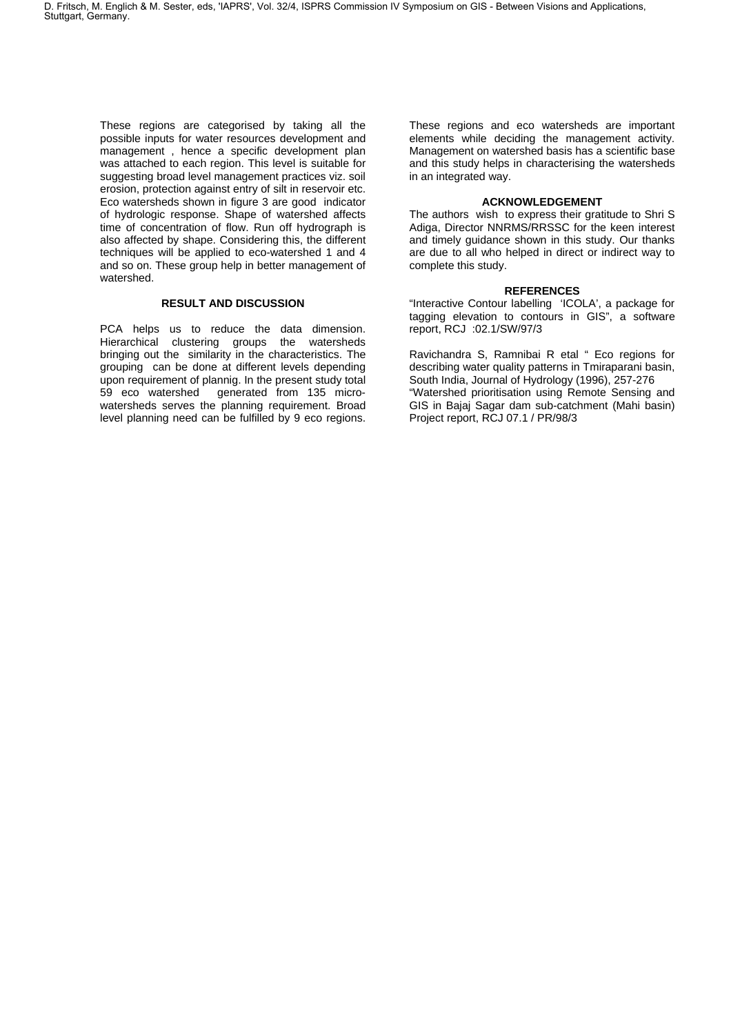These regions are categorised by taking all the possible inputs for water resources development and management , hence a specific development plan was attached to each region. This level is suitable for suggesting broad level management practices viz. soil erosion, protection against entry of silt in reservoir etc. Eco watersheds shown in figure 3 are good indicator of hydrologic response. Shape of watershed affects time of concentration of flow. Run off hydrograph is also affected by shape. Considering this, the different techniques will be applied to eco-watershed 1 and 4 and so on. These group help in better management of watershed.

## RESULT AND DISCUSSION

PCA helps us to reduce the data dimension. Hierarchical clustering groups the watersheds bringing out the similarity in the characteristics. The grouping can be done at different levels depending upon requirement of plannig. In the present study total 59 eco watershed generated from 135 micro-watersheds serves the planning requirement. Broad level planning need can be fulfilled by 9 eco regions. These regions and eco watersheds are important elements while deciding the management activity. Management on watershed basis has a scientific base and this study helps in characterising the watersheds in an integrated way.

## ACKNOWLEDGEMENT

The authors wish to express their gratitude to Shri S Adiga, Director NNRMS/RRSSC for the keen interest and timely guidance shown in this study. Our thanks are due to all who helped in direct or indirect way to complete this study.

## REFERENCES

"Interactive Contour labelling 'ICOLA', a package for tagging elevation to contours in GIS", a software report, RCJ :02.1/SW/97/3

Ravichandra S, Ramnibai R etal " Eco regions for describing water quality patterns in Tmiraparani basin, South India, Journal of Hydrology (1996), 257-276

"Watershed prioritisation using Remote Sensing and GIS in Bajaj Sagar dam sub-catchment (Mahi basin) Project report, RCJ 07.1 / PR/98/3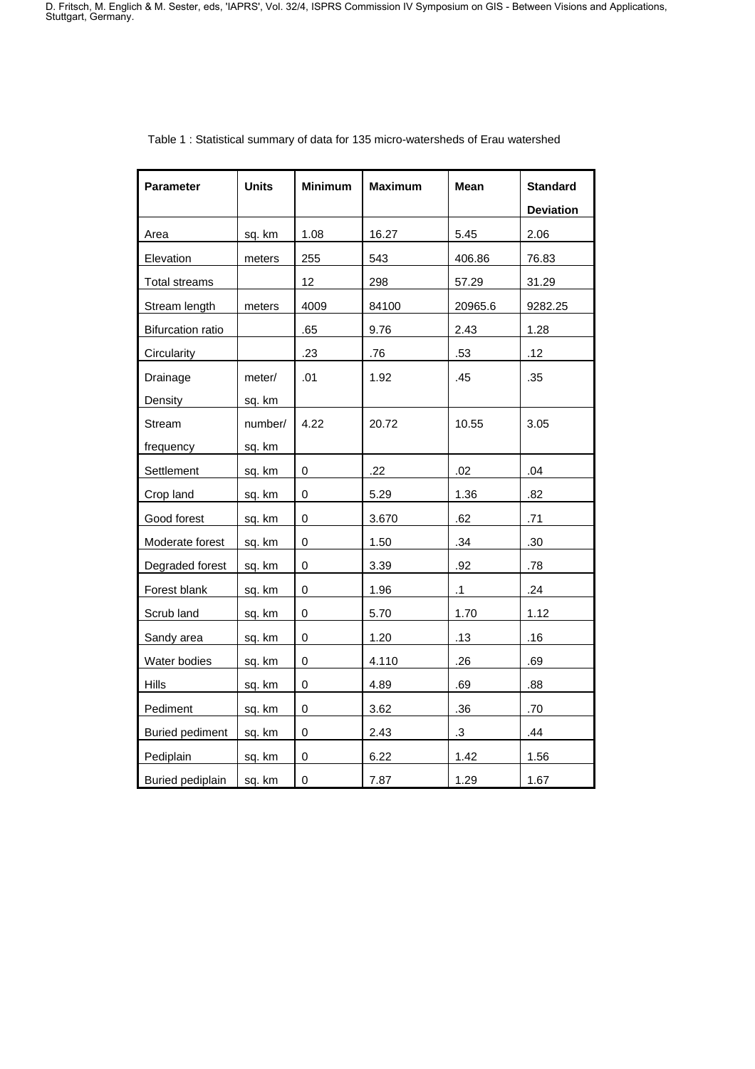Table 1 : Statistical summary of data for 135 micro-watersheds of Erau watershed

| Parameter | Units | Minimum | Maximum | Mean | Standard Deviation |
|---|---|---|---|---|---|
| Area | sq. km | 1.08 | 16.27 | 5.45 | 2.06 |
| Elevation | meters | 255 | 543 | 406.86 | 76.83 |
| Total streams | | 12 | 298 | 57.29 | 31.29 |
| Stream length | meters | 4009 | 84100 | 20965.6 | 9282.25 |
| Bifurcation ratio | | .65 | 9.76 | 2.43 | 1.28 |
| Circularity | | .23 | .76 | .53 | .12 |
| Drainage Density | meter/ sq. km | .01 | 1.92 | .45 | .35 |
| Stream frequency | number/ sq. km | 4.22 | 20.72 | 10.55 | 3.05 |
| Settlement | sq. km | 0 | .22 | .02 | .04 |
| Crop land | sq. km | 0 | 5.29 | 1.36 | .82 |
| Good forest | sq. km | 0 | 3.670 | .62 | .71 |
| Moderate forest | sq. km | 0 | 1.50 | .34 | .30 |
| Degraded forest | sq. km | 0 | 3.39 | .92 | .78 |
| Forest blank | sq. km | 0 | 1.96 | .1 | .24 |
| Scrub land | sq. km | 0 | 5.70 | 1.70 | 1.12 |
| Sandy area | sq. km | 0 | 1.20 | .13 | .16 |
| Water bodies | sq. km | 0 | 4.110 | .26 | .69 |
| Hills | sq. km | 0 | 4.89 | .69 | .88 |
| Pediment | sq. km | 0 | 3.62 | .36 | .70 |
| Buried pediment | sq. km | 0 | 2.43 | .3 | .44 |
| Pediplain | sq. km | 0 | 6.22 | 1.42 | 1.56 |
| Buried pediplain | sq. km | 0 | 7.87 | 1.29 | 1.67 |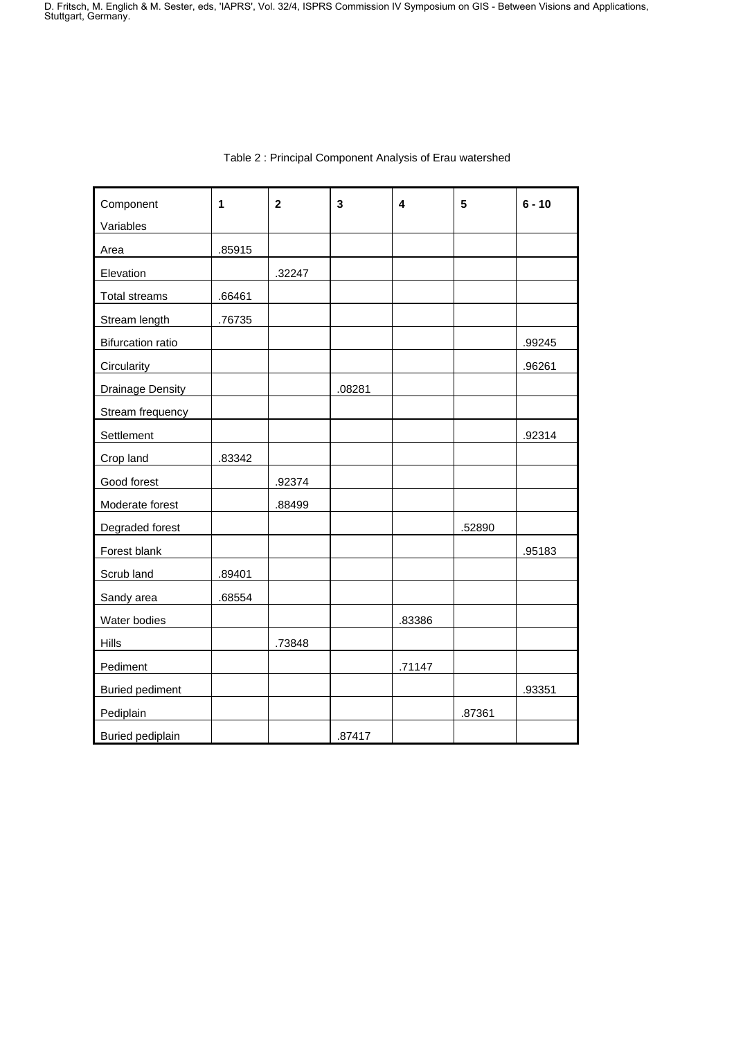Table 2 : Principal Component Analysis of Erau watershed

| Component<br>Variables | 1 | 2 | 3 | 4 | 5 | 6 - 10 |
|---|---|---|---|---|---|---|
| Area | .85915 | | | | | |
| Elevation | | .32247 | | | | |
| Total streams | .66461 | | | | | |
| Stream length | .76735 | | | | | |
| Bifurcation ratio | | | | | | .99245 |
| Circularity | | | | | | .96261 |
| Drainage Density | | | .08281 | | | |
| Stream frequency | | | | | | |
| Settlement | | | | | | .92314 |
| Crop land | .83342 | | | | | |
| Good forest | | .92374 | | | | |
| Moderate forest | | .88499 | | | | |
| Degraded forest | | | | | .52890 | |
| Forest blank | | | | | | .95183 |
| Scrub land | .89401 | | | | | |
| Sandy area | .68554 | | | | | |
| Water bodies | | | | .83386 | | |
| Hills | | .73848 | | | | |
| Pediment | | | | .71147 | | |
| Buried pediment | | | | | | .93351 |
| Pediplain | | | | | .87361 | |
| Buried pediplain | | | .87417 | | | |